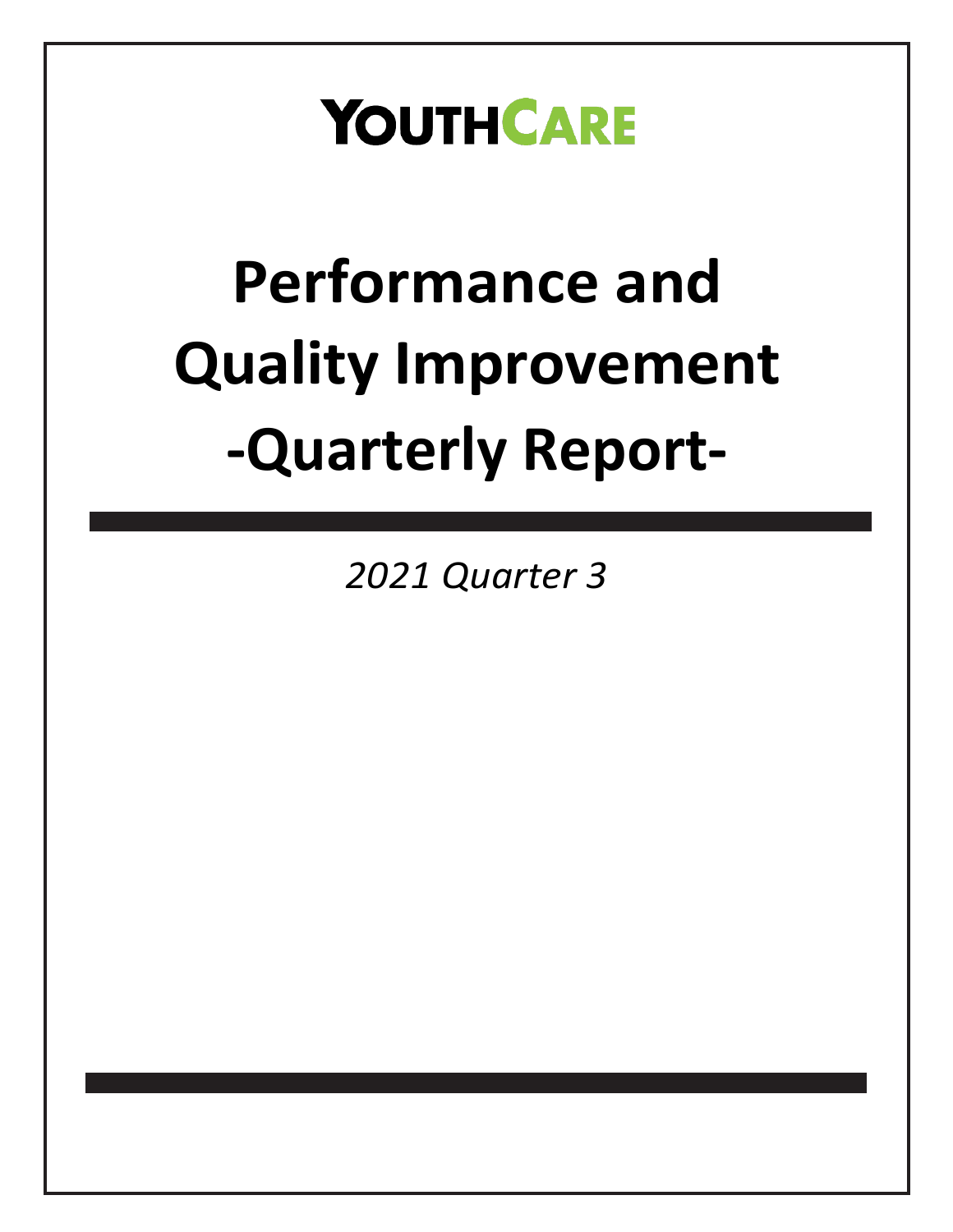# YOUTHCARE

# Performance and Quality Improvement -Quarterly Report-

*2021 Quarter 3*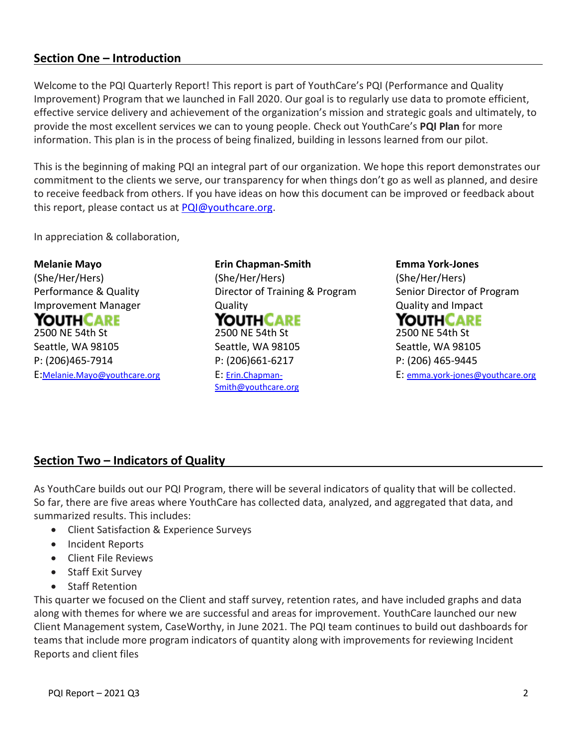## Section One – Introduction

Welcome to the PQI Quarterly Report! This report is part of YouthCare's PQI (Performance and Quality Improvement) Program that we launched in Fall 2020. Our goal is to regularly use data to promote efficient, effective service delivery and achievement of the organization's mission and strategic goals and ultimately, to provide the most excellent services we can to young people. Check out YouthCare's **PQI Plan** for more information. This plan is in the process of being finalized, building in lessons learned from our pilot.

This is the beginning of making PQI an integral part of our organization. We hope this report demonstrates our commitment to the clients we serve, our transparency for when things don't go as well as planned, and desire to receive feedback from others. If you have ideas on how this document can be improved or feedback about this report, please contact us at PQI@youthcare.org.

In appreciation & collaboration,

**Melanie Mayo**
(She/Her/Hers)
Performance & Quality Improvement Manager
YOUTHCARE
2500 NE 54th St
Seattle, WA 98105
P: (206)465-7914
E:Melanie.Mayo@youthcare.org

**Erin Chapman-Smith**
(She/Her/Hers)
Director of Training & Program Quality
YOUTHCARE
2500 NE 54th St
Seattle, WA 98105
P: (206)661-6217
E: Erin.Chapman-Smith@youthcare.org

**Emma York-Jones**
(She/Her/Hers)
Senior Director of Program Quality and Impact
YOUTHCARE
2500 NE 54th St
Seattle, WA 98105
P: (206) 465-9445
E: emma.york-jones@youthcare.org

## Section Two – Indicators of Quality

As YouthCare builds out our PQI Program, there will be several indicators of quality that will be collected. So far, there are five areas where YouthCare has collected data, analyzed, and aggregated that data, and summarized results. This includes:

- Client Satisfaction & Experience Surveys
- Incident Reports
- Client File Reviews
- Staff Exit Survey
- Staff Retention

This quarter we focused on the Client and staff survey, retention rates, and have included graphs and data along with themes for where we are successful and areas for improvement. YouthCare launched our new Client Management system, CaseWorthy, in June 2021. The PQI team continues to build out dashboards for teams that include more program indicators of quantity along with improvements for reviewing Incident Reports and client files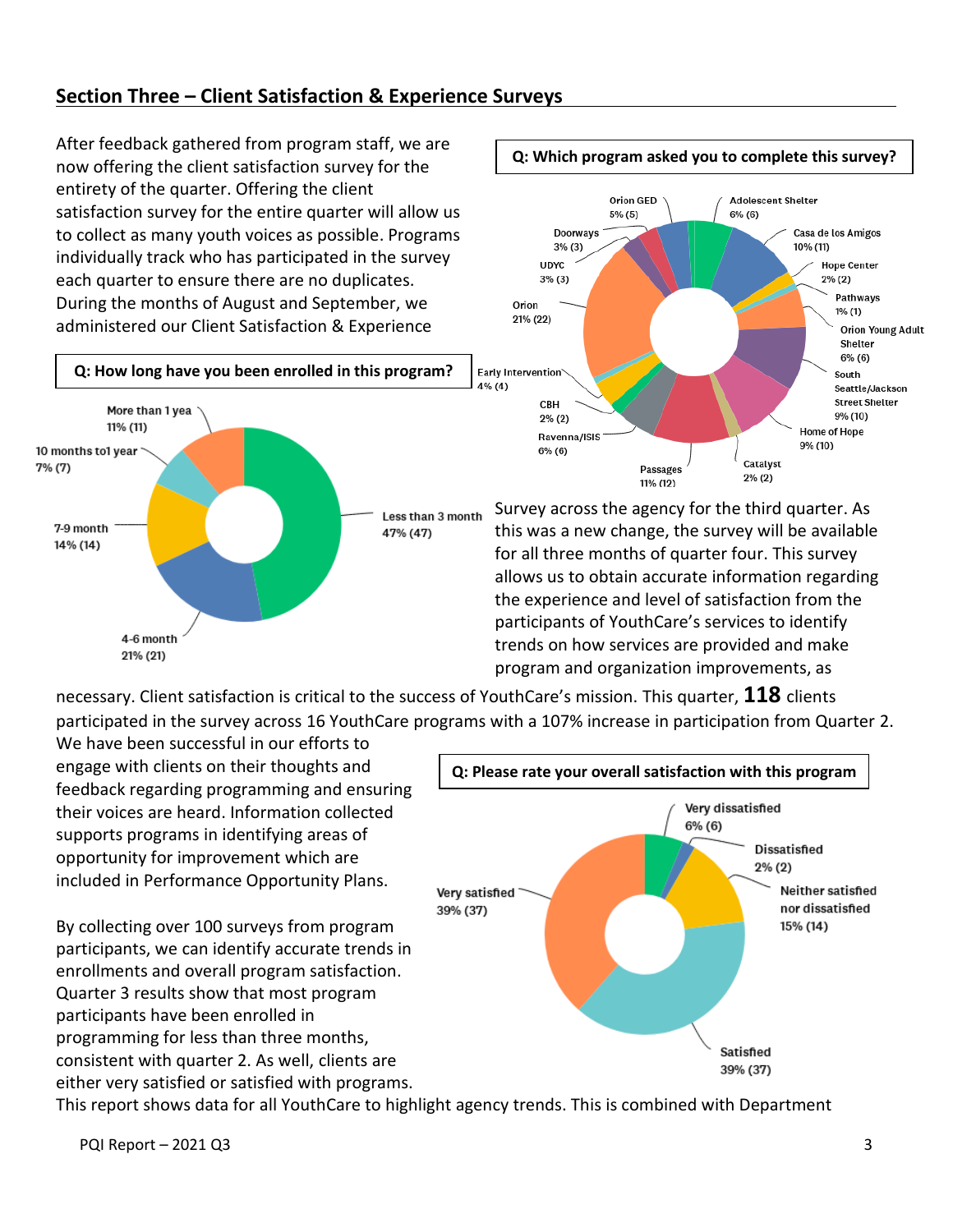## Section Three – Client Satisfaction & Experience Surveys

After feedback gathered from program staff, we are now offering the client satisfaction survey for the entirety of the quarter. Offering the client satisfaction survey for the entire quarter will allow us to collect as many youth voices as possible. Programs individually track who has participated in the survey each quarter to ensure there are no duplicates. During the months of August and September, we administered our Client Satisfaction & Experience Survey across the agency for the third quarter. As this was a new change, the survey will be available for all three months of quarter four. This survey allows us to obtain accurate information regarding the experience and level of satisfaction from the participants of YouthCare's services to identify trends on how services are provided and make program and organization improvements, as necessary. Client satisfaction is critical to the success of YouthCare's mission. This quarter, **118** clients participated in the survey across 16 YouthCare programs with a 107% increase in participation from Quarter 2.

**Q: Which program asked you to complete this survey?**

| Program | Percent (Count) |
|---|---|
| Orion GED | 5% (5) |
| Adolescent Shelter | 6% (6) |
| Casa de los Amigos | 10% (11) |
| Hope Center | 2% (2) |
| Pathways | 1% (1) |
| Orion Young Adult Shelter | 6% (6) |
| South Seattle/Jackson Street Shelter | 9% (10) |
| Home of Hope | 9% (10) |
| Catalyst | 2% (2) |
| Passages | 11% (12) |
| Ravenna/ISIS | 6% (6) |
| CBH | 2% (2) |
| Early Intervention | 4% (4) |
| Orion | 21% (22) |
| UDYC | 3% (3) |
| Doorways | 3% (3) |

**Q: How long have you been enrolled in this program?**

| Response | Percent (Count) |
|---|---|
| Less than 3 month | 47% (47) |
| 4-6 month | 21% (21) |
| 7-9 month | 14% (14) |
| 10 months to1 year | 7% (7) |
| More than 1 yea | 11% (11) |

We have been successful in our efforts to engage with clients on their thoughts and feedback regarding programming and ensuring their voices are heard. Information collected supports programs in identifying areas of opportunity for improvement which are included in Performance Opportunity Plans.

By collecting over 100 surveys from program participants, we can identify accurate trends in enrollments and overall program satisfaction. Quarter 3 results show that most program participants have been enrolled in programming for less than three months, consistent with quarter 2. As well, clients are either very satisfied or satisfied with programs.

**Q: Please rate your overall satisfaction with this program**

| Response | Percent (Count) |
|---|---|
| Very dissatisfied | 6% (6) |
| Dissatisfied | 2% (2) |
| Neither satisfied nor dissatisfied | 15% (14) |
| Satisfied | 39% (37) |
| Very satisfied | 39% (37) |

This report shows data for all YouthCare to highlight agency trends. This is combined with Department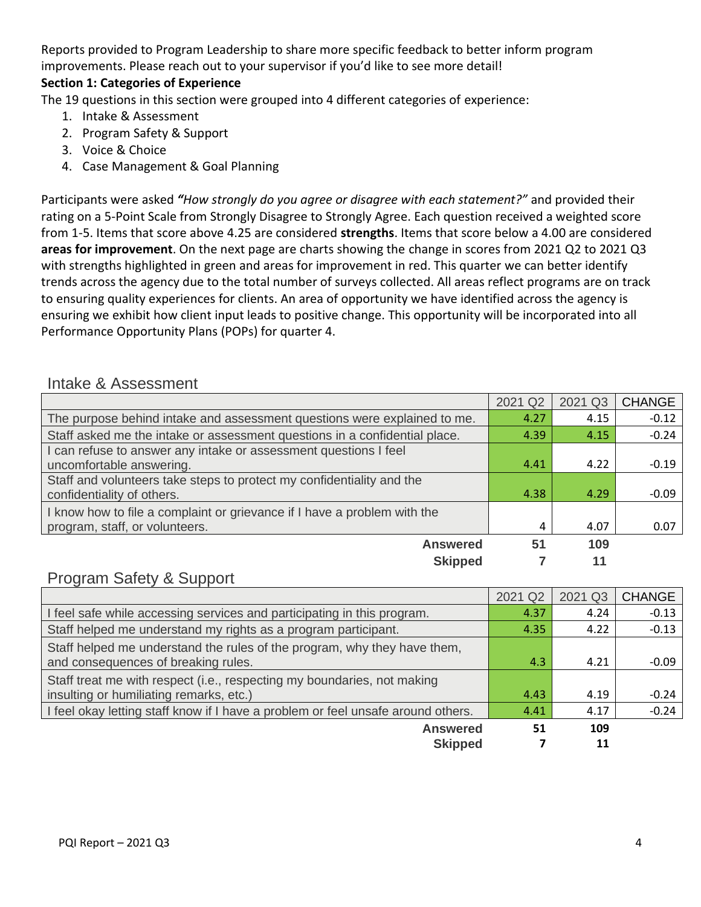Reports provided to Program Leadership to share more specific feedback to better inform program improvements. Please reach out to your supervisor if you'd like to see more detail!

**Section 1: Categories of Experience**

The 19 questions in this section were grouped into 4 different categories of experience:

1. Intake & Assessment
2. Program Safety & Support
3. Voice & Choice
4. Case Management & Goal Planning

Participants were asked ***"How strongly do you agree or disagree with each statement?"*** and provided their rating on a 5-Point Scale from Strongly Disagree to Strongly Agree. Each question received a weighted score from 1-5. Items that score above 4.25 are considered **strengths**. Items that score below a 4.00 are considered **areas for improvement**. On the next page are charts showing the change in scores from 2021 Q2 to 2021 Q3 with strengths highlighted in green and areas for improvement in red. This quarter we can better identify trends across the agency due to the total number of surveys collected. All areas reflect programs are on track to ensuring quality experiences for clients. An area of opportunity we have identified across the agency is ensuring we exhibit how client input leads to positive change. This opportunity will be incorporated into all Performance Opportunity Plans (POPs) for quarter 4.

## Intake & Assessment

| | 2021 Q2 | 2021 Q3 | CHANGE |
|---|---|---|---|
| The purpose behind intake and assessment questions were explained to me. | 4.27 | 4.15 | -0.12 |
| Staff asked me the intake or assessment questions in a confidential place. | 4.39 | 4.15 | -0.24 |
| I can refuse to answer any intake or assessment questions I feel uncomfortable answering. | 4.41 | 4.22 | -0.19 |
| Staff and volunteers take steps to protect my confidentiality and the confidentiality of others. | 4.38 | 4.29 | -0.09 |
| I know how to file a complaint or grievance if I have a problem with the program, staff, or volunteers. | 4 | 4.07 | 0.07 |
| **Answered** | **51** | **109** | |
| **Skipped** | **7** | **11** | |

## Program Safety & Support

| | 2021 Q2 | 2021 Q3 | CHANGE |
|---|---|---|---|
| I feel safe while accessing services and participating in this program. | 4.37 | 4.24 | -0.13 |
| Staff helped me understand my rights as a program participant. | 4.35 | 4.22 | -0.13 |
| Staff helped me understand the rules of the program, why they have them, and consequences of breaking rules. | 4.3 | 4.21 | -0.09 |
| Staff treat me with respect (i.e., respecting my boundaries, not making insulting or humiliating remarks, etc.) | 4.43 | 4.19 | -0.24 |
| I feel okay letting staff know if I have a problem or feel unsafe around others. | 4.41 | 4.17 | -0.24 |
| **Answered** | **51** | **109** | |
| **Skipped** | **7** | **11** | |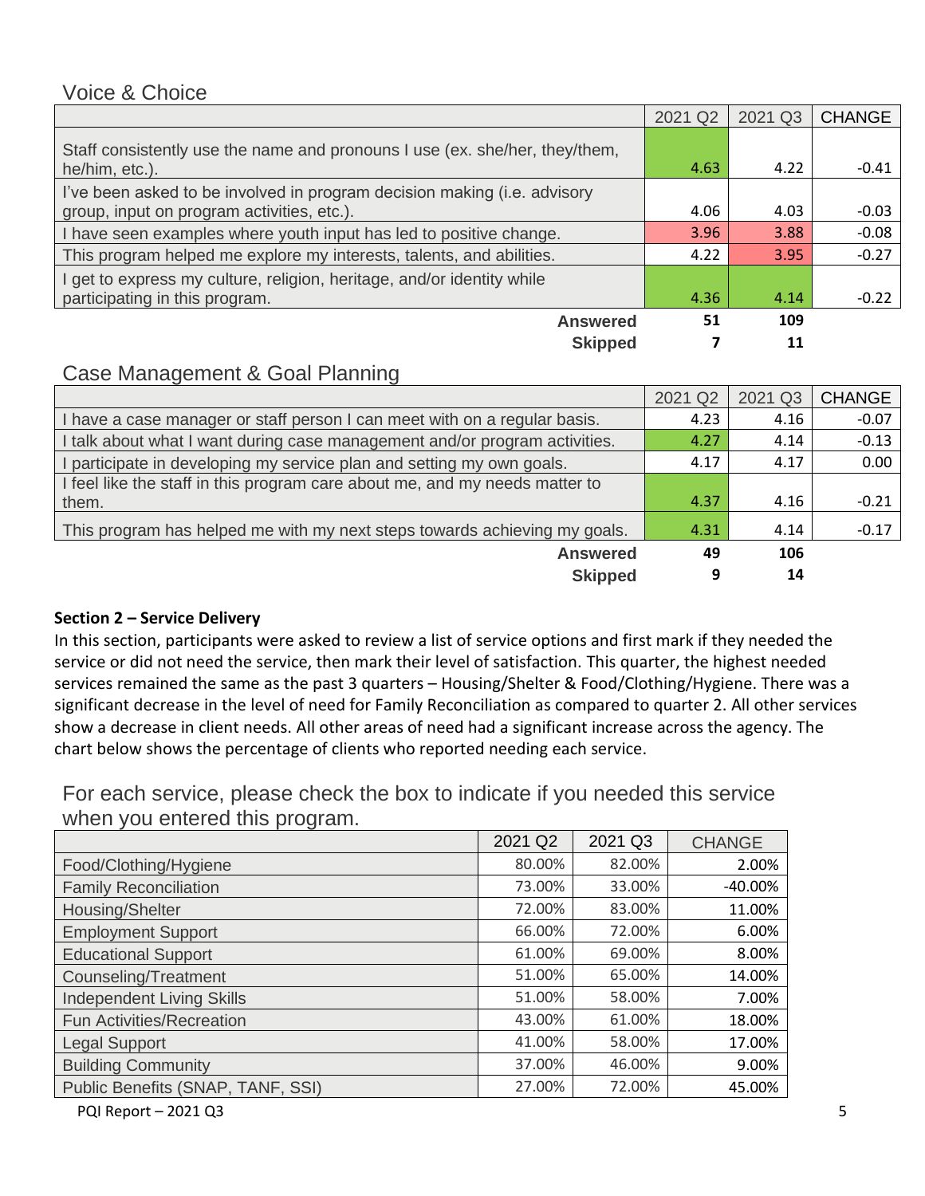## Voice & Choice

| | 2021 Q2 | 2021 Q3 | CHANGE |
|---|---|---|---|
| Staff consistently use the name and pronouns I use (ex. she/her, they/them, he/him, etc.). | 4.63 | 4.22 | -0.41 |
| I've been asked to be involved in program decision making (i.e. advisory group, input on program activities, etc.). | 4.06 | 4.03 | -0.03 |
| I have seen examples where youth input has led to positive change. | 3.96 | 3.88 | -0.08 |
| This program helped me explore my interests, talents, and abilities. | 4.22 | 3.95 | -0.27 |
| I get to express my culture, religion, heritage, and/or identity while participating in this program. | 4.36 | 4.14 | -0.22 |
| **Answered** | **51** | **109** | |
| **Skipped** | **7** | **11** | |

## Case Management & Goal Planning

| | 2021 Q2 | 2021 Q3 | CHANGE |
|---|---|---|---|
| I have a case manager or staff person I can meet with on a regular basis. | 4.23 | 4.16 | -0.07 |
| I talk about what I want during case management and/or program activities. | 4.27 | 4.14 | -0.13 |
| I participate in developing my service plan and setting my own goals. | 4.17 | 4.17 | 0.00 |
| I feel like the staff in this program care about me, and my needs matter to them. | 4.37 | 4.16 | -0.21 |
| This program has helped me with my next steps towards achieving my goals. | 4.31 | 4.14 | -0.17 |
| **Answered** | **49** | **106** | |
| **Skipped** | **9** | **14** | |

### Section 2 – Service Delivery

In this section, participants were asked to review a list of service options and first mark if they needed the service or did not need the service, then mark their level of satisfaction. This quarter, the highest needed services remained the same as the past 3 quarters – Housing/Shelter & Food/Clothing/Hygiene. There was a significant decrease in the level of need for Family Reconciliation as compared to quarter 2. All other services show a decrease in client needs. All other areas of need had a significant increase across the agency. The chart below shows the percentage of clients who reported needing each service.

## For each service, please check the box to indicate if you needed this service when you entered this program.

| | 2021 Q2 | 2021 Q3 | CHANGE |
|---|---|---|---|
| Food/Clothing/Hygiene | 80.00% | 82.00% | 2.00% |
| Family Reconciliation | 73.00% | 33.00% | -40.00% |
| Housing/Shelter | 72.00% | 83.00% | 11.00% |
| Employment Support | 66.00% | 72.00% | 6.00% |
| Educational Support | 61.00% | 69.00% | 8.00% |
| Counseling/Treatment | 51.00% | 65.00% | 14.00% |
| Independent Living Skills | 51.00% | 58.00% | 7.00% |
| Fun Activities/Recreation | 43.00% | 61.00% | 18.00% |
| Legal Support | 41.00% | 58.00% | 17.00% |
| Building Community | 37.00% | 46.00% | 9.00% |
| Public Benefits (SNAP, TANF, SSI) | 27.00% | 72.00% | 45.00% |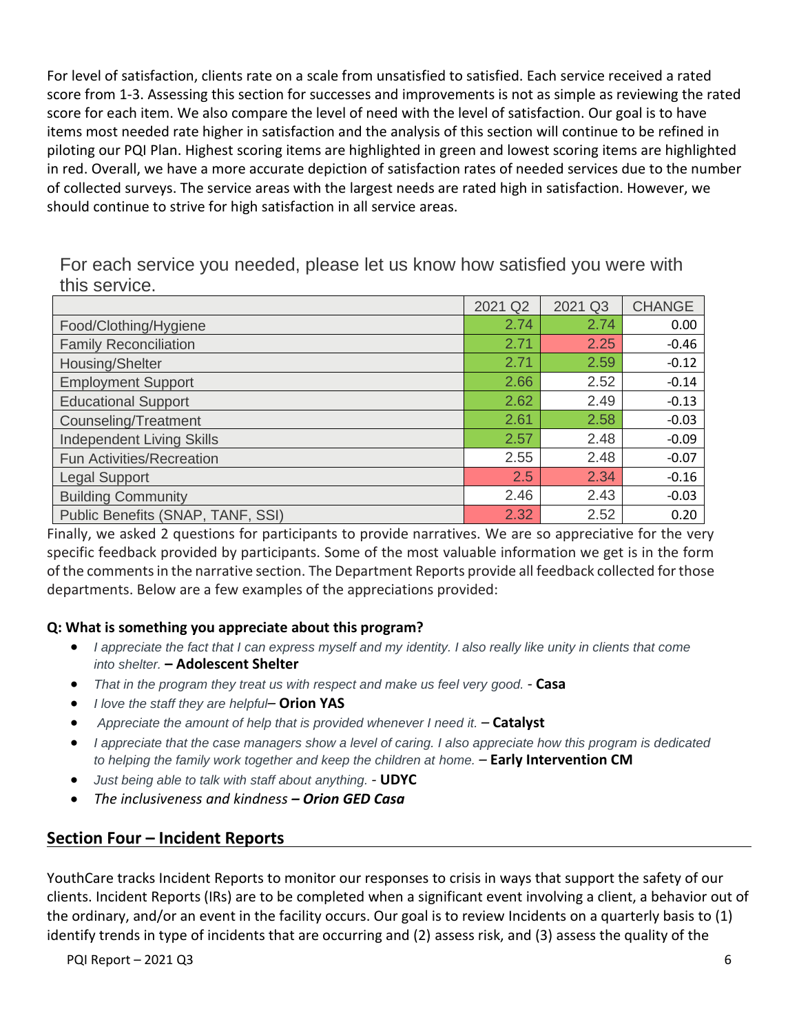For level of satisfaction, clients rate on a scale from unsatisfied to satisfied. Each service received a rated score from 1-3. Assessing this section for successes and improvements is not as simple as reviewing the rated score for each item. We also compare the level of need with the level of satisfaction. Our goal is to have items most needed rate higher in satisfaction and the analysis of this section will continue to be refined in piloting our PQI Plan. Highest scoring items are highlighted in green and lowest scoring items are highlighted in red. Overall, we have a more accurate depiction of satisfaction rates of needed services due to the number of collected surveys. The service areas with the largest needs are rated high in satisfaction. However, we should continue to strive for high satisfaction in all service areas.

For each service you needed, please let us know how satisfied you were with this service.

| | 2021 Q2 | 2021 Q3 | CHANGE |
|---|---|---|---|
| Food/Clothing/Hygiene | 2.74 | 2.74 | 0.00 |
| Family Reconciliation | 2.71 | 2.25 | -0.46 |
| Housing/Shelter | 2.71 | 2.59 | -0.12 |
| Employment Support | 2.66 | 2.52 | -0.14 |
| Educational Support | 2.62 | 2.49 | -0.13 |
| Counseling/Treatment | 2.61 | 2.58 | -0.03 |
| Independent Living Skills | 2.57 | 2.48 | -0.09 |
| Fun Activities/Recreation | 2.55 | 2.48 | -0.07 |
| Legal Support | 2.5 | 2.34 | -0.16 |
| Building Community | 2.46 | 2.43 | -0.03 |
| Public Benefits (SNAP, TANF, SSI) | 2.32 | 2.52 | 0.20 |

Finally, we asked 2 questions for participants to provide narratives. We are so appreciative for the very specific feedback provided by participants. Some of the most valuable information we get is in the form of the comments in the narrative section. The Department Reports provide all feedback collected for those departments. Below are a few examples of the appreciations provided:

**Q: What is something you appreciate about this program?**

- *I appreciate the fact that I can express myself and my identity. I also really like unity in clients that come into shelter.* **– Adolescent Shelter**
- *That in the program they treat us with respect and make us feel very good.* - **Casa**
- *I love the staff they are helpful*– **Orion YAS**
- *Appreciate the amount of help that is provided whenever I need it.* – **Catalyst**
- *I appreciate that the case managers show a level of caring. I also appreciate how this program is dedicated to helping the family work together and keep the children at home.* – **Early Intervention CM**
- *Just being able to talk with staff about anything.* - **UDYC**
- *The inclusiveness and kindness **– Orion GED Casa***

## Section Four – Incident Reports

YouthCare tracks Incident Reports to monitor our responses to crisis in ways that support the safety of our clients. Incident Reports (IRs) are to be completed when a significant event involving a client, a behavior out of the ordinary, and/or an event in the facility occurs. Our goal is to review Incidents on a quarterly basis to (1) identify trends in type of incidents that are occurring and (2) assess risk, and (3) assess the quality of the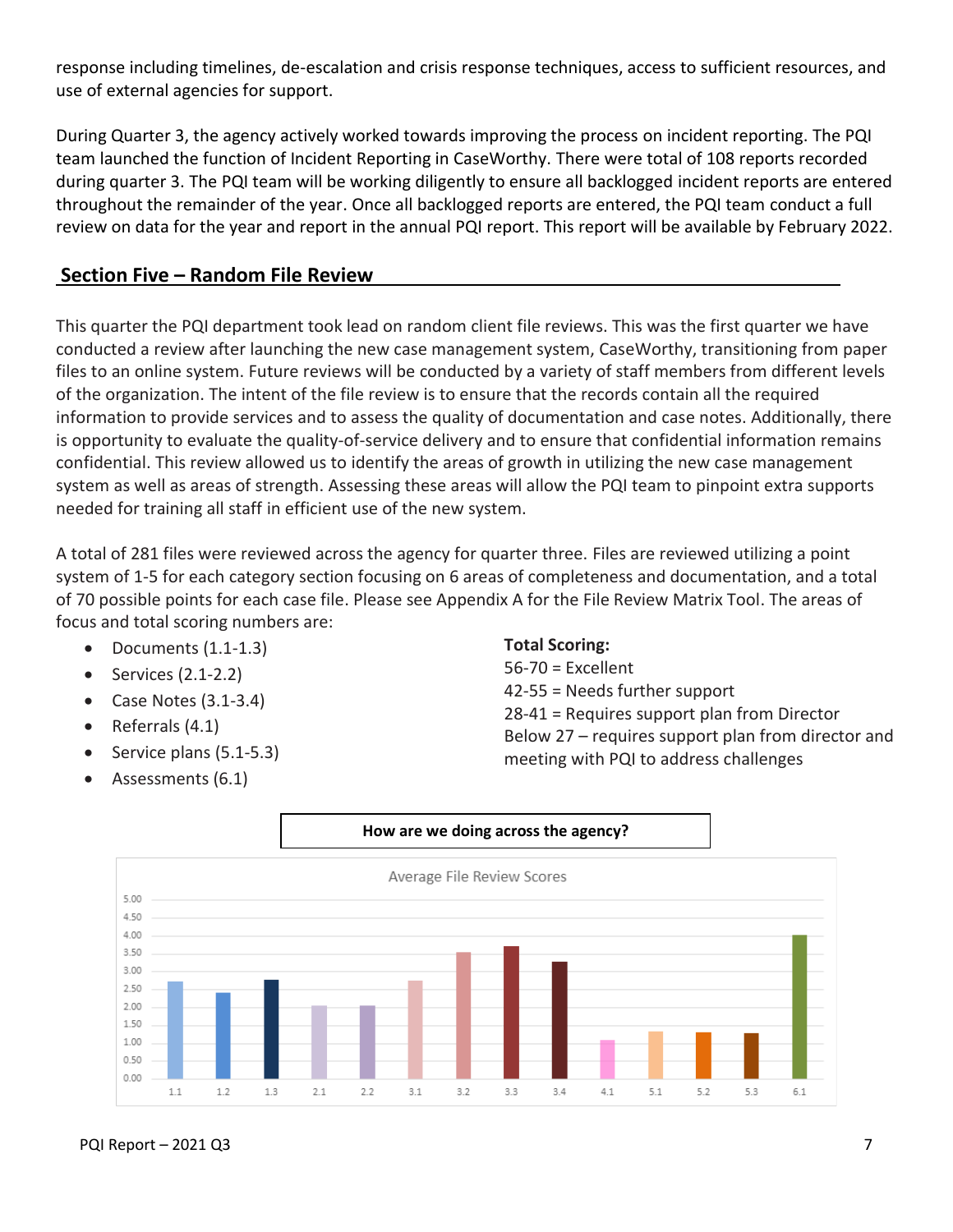response including timelines, de-escalation and crisis response techniques, access to sufficient resources, and use of external agencies for support.

During Quarter 3, the agency actively worked towards improving the process on incident reporting. The PQI team launched the function of Incident Reporting in CaseWorthy. There were total of 108 reports recorded during quarter 3. The PQI team will be working diligently to ensure all backlogged incident reports are entered throughout the remainder of the year. Once all backlogged reports are entered, the PQI team conduct a full review on data for the year and report in the annual PQI report. This report will be available by February 2022.

## Section Five – Random File Review

This quarter the PQI department took lead on random client file reviews. This was the first quarter we have conducted a review after launching the new case management system, CaseWorthy, transitioning from paper files to an online system. Future reviews will be conducted by a variety of staff members from different levels of the organization. The intent of the file review is to ensure that the records contain all the required information to provide services and to assess the quality of documentation and case notes. Additionally, there is opportunity to evaluate the quality-of-service delivery and to ensure that confidential information remains confidential. This review allowed us to identify the areas of growth in utilizing the new case management system as well as areas of strength. Assessing these areas will allow the PQI team to pinpoint extra supports needed for training all staff in efficient use of the new system.

A total of 281 files were reviewed across the agency for quarter three. Files are reviewed utilizing a point system of 1-5 for each category section focusing on 6 areas of completeness and documentation, and a total of 70 possible points for each case file. Please see Appendix A for the File Review Matrix Tool. The areas of focus and total scoring numbers are:

- Documents (1.1-1.3)
- Services (2.1-2.2)
- Case Notes (3.1-3.4)
- Referrals (4.1)
- Service plans (5.1-5.3)
- Assessments (6.1)

**Total Scoring:**
56-70 = Excellent
42-55 = Needs further support
28-41 = Requires support plan from Director
Below 27 – requires support plan from director and meeting with PQI to address challenges

**How are we doing across the agency?**

Average File Review Scores

| Category | 1.1 | 1.2 | 1.3 | 2.1 | 2.2 | 3.1 | 3.2 | 3.3 | 3.4 | 4.1 | 5.1 | 5.2 | 5.3 | 6.1 |
|---|---|---|---|---|---|---|---|---|---|---|---|---|---|---|
| Average score (approx.) | 2.70 | 2.40 | 2.75 | 2.05 | 2.05 | 2.75 | 3.55 | 3.70 | 3.25 | 1.10 | 1.35 | 1.30 | 1.30 | 4.00 |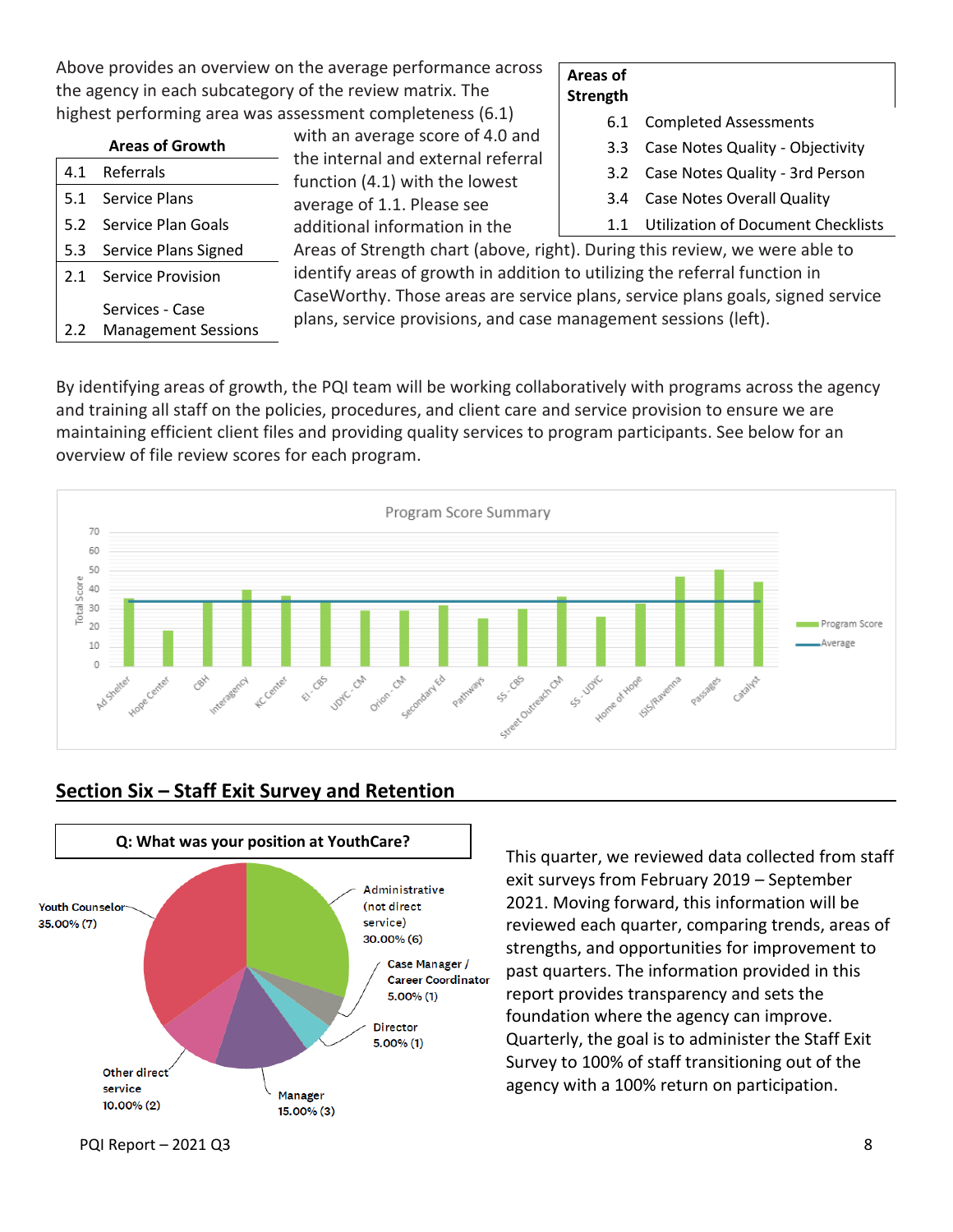Above provides an overview on the average performance across the agency in each subcategory of the review matrix. The highest performing area was assessment completeness (6.1) with an average score of 4.0 and the internal and external referral function (4.1) with the lowest average of 1.1. Please see additional information in the Areas of Strength chart (above, right). During this review, we were able to identify areas of growth in addition to utilizing the referral function in CaseWorthy. Those areas are service plans, service plans goals, signed service plans, service provisions, and case management sessions (left).

| Areas of Growth | |
|---|---|
| 4.1 | Referrals |
| 5.1 | Service Plans |
| 5.2 | Service Plan Goals |
| 5.3 | Service Plans Signed |
| 2.1 | Service Provision |
| 2.2 | Services - Case Management Sessions |

| Areas of Strength | |
|---|---|
| 6.1 | Completed Assessments |
| 3.3 | Case Notes Quality - Objectivity |
| 3.2 | Case Notes Quality - 3rd Person |
| 3.4 | Case Notes Overall Quality |
| 1.1 | Utilization of Document Checklists |

By identifying areas of growth, the PQI team will be working collaboratively with programs across the agency and training all staff on the policies, procedures, and client care and service provision to ensure we are maintaining efficient client files and providing quality services to program participants. See below for an overview of file review scores for each program.

## Section Six – Staff Exit Survey and Retention

This quarter, we reviewed data collected from staff exit surveys from February 2019 – September 2021. Moving forward, this information will be reviewed each quarter, comparing trends, areas of strengths, and opportunities for improvement to past quarters. The information provided in this report provides transparency and sets the foundation where the agency can improve. Quarterly, the goal is to administer the Staff Exit Survey to 100% of staff transitioning out of the agency with a 100% return on participation.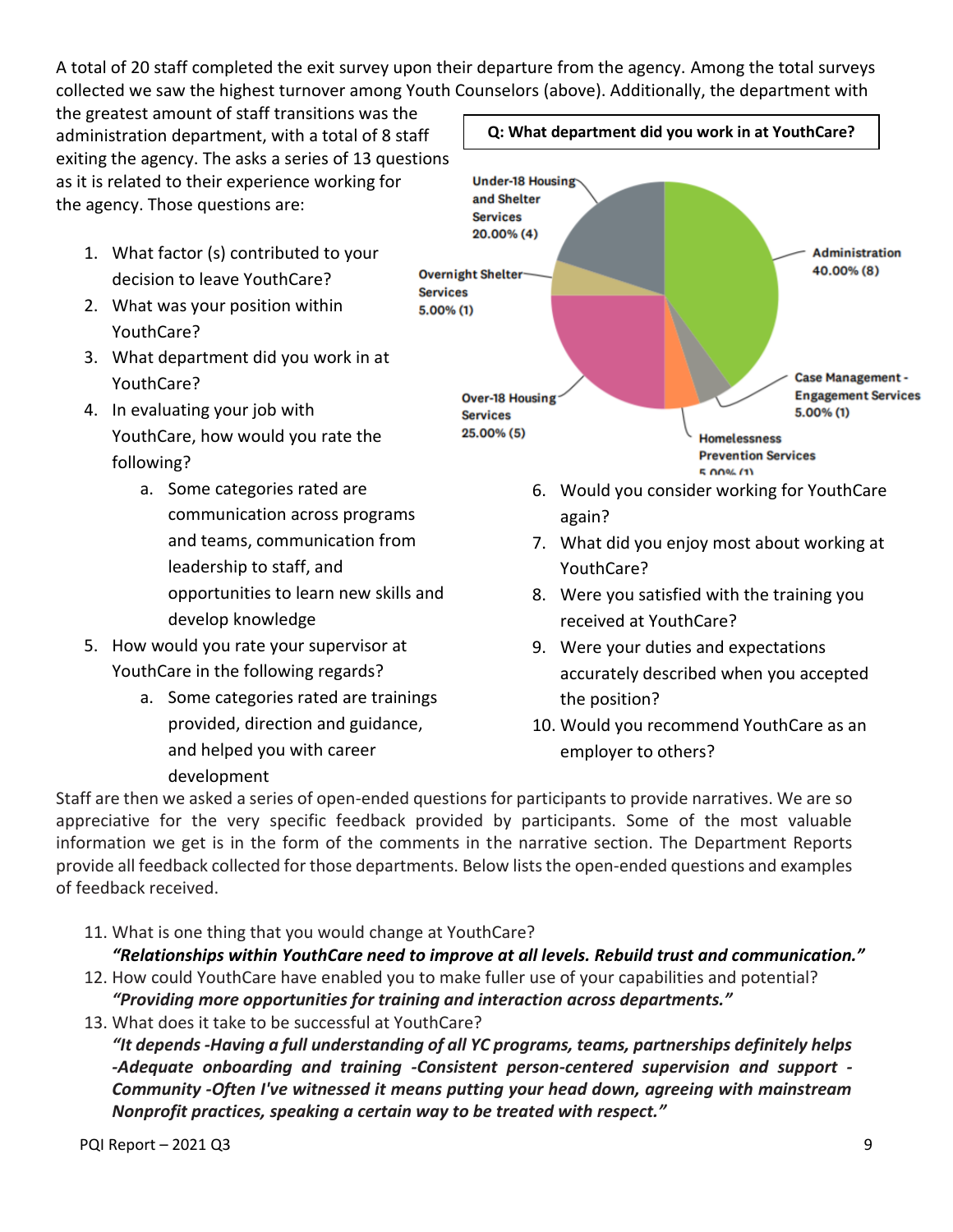A total of 20 staff completed the exit survey upon their departure from the agency. Among the total surveys collected we saw the highest turnover among Youth Counselors (above). Additionally, the department with the greatest amount of staff transitions was the administration department, with a total of 8 staff exiting the agency. The asks a series of 13 questions as it is related to their experience working for the agency. Those questions are:

**Q: What department did you work in at YouthCare?**

| Department | Percentage |
|---|---|
| Administration | 40.00% (8) |
| Case Management - Engagement Services | 5.00% (1) |
| Homelessness Prevention Services | 5.00% (1) |
| Over-18 Housing Services | 25.00% (5) |
| Overnight Shelter Services | 5.00% (1) |
| Under-18 Housing and Shelter Services | 20.00% (4) |

1. What factor (s) contributed to your decision to leave YouthCare?
2. What was your position within YouthCare?
3. What department did you work in at YouthCare?
4. In evaluating your job with YouthCare, how would you rate the following?
    a. Some categories rated are communication across programs and teams, communication from leadership to staff, and opportunities to learn new skills and develop knowledge
5. How would you rate your supervisor at YouthCare in the following regards?
    a. Some categories rated are trainings provided, direction and guidance, and helped you with career development
6. Would you consider working for YouthCare again?
7. What did you enjoy most about working at YouthCare?
8. Were you satisfied with the training you received at YouthCare?
9. Were your duties and expectations accurately described when you accepted the position?
10. Would you recommend YouthCare as an employer to others?

Staff are then we asked a series of open-ended questions for participants to provide narratives. We are so appreciative for the very specific feedback provided by participants. Some of the most valuable information we get is in the form of the comments in the narrative section. The Department Reports provide all feedback collected for those departments. Below lists the open-ended questions and examples of feedback received.

11. What is one thing that you would change at YouthCare?
    ***"Relationships within YouthCare need to improve at all levels. Rebuild trust and communication."***
12. How could YouthCare have enabled you to make fuller use of your capabilities and potential?
    ***"Providing more opportunities for training and interaction across departments."***
13. What does it take to be successful at YouthCare?
    ***"It depends -Having a full understanding of all YC programs, teams, partnerships definitely helps -Adequate onboarding and training -Consistent person-centered supervision and support -Community -Often I've witnessed it means putting your head down, agreeing with mainstream Nonprofit practices, speaking a certain way to be treated with respect."***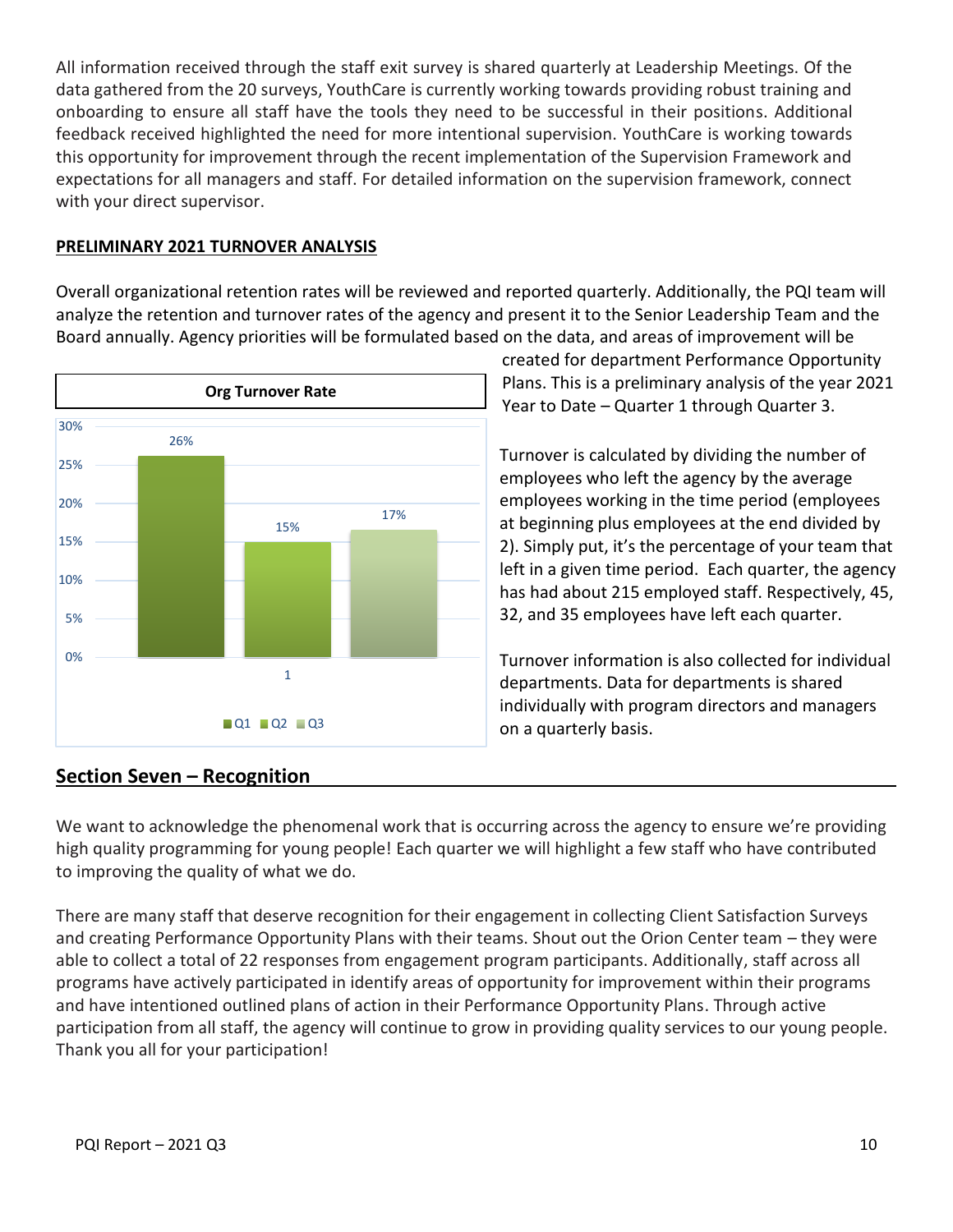All information received through the staff exit survey is shared quarterly at Leadership Meetings. Of the data gathered from the 20 surveys, YouthCare is currently working towards providing robust training and onboarding to ensure all staff have the tools they need to be successful in their positions. Additional feedback received highlighted the need for more intentional supervision. YouthCare is working towards this opportunity for improvement through the recent implementation of the Supervision Framework and expectations for all managers and staff. For detailed information on the supervision framework, connect with your direct supervisor.

**PRELIMINARY 2021 TURNOVER ANALYSIS**

Overall organizational retention rates will be reviewed and reported quarterly. Additionally, the PQI team will analyze the retention and turnover rates of the agency and present it to the Senior Leadership Team and the Board annually. Agency priorities will be formulated based on the data, and areas of improvement will be created for department Performance Opportunity Plans. This is a preliminary analysis of the year 2021 Year to Date – Quarter 1 through Quarter 3.

**Org Turnover Rate**

| | Q1 | Q2 | Q3 |
|---|---|---|---|
| 1 | 26% | 15% | 17% |

Turnover is calculated by dividing the number of employees who left the agency by the average employees working in the time period (employees at beginning plus employees at the end divided by 2). Simply put, it's the percentage of your team that left in a given time period. Each quarter, the agency has had about 215 employed staff. Respectively, 45, 32, and 35 employees have left each quarter.

Turnover information is also collected for individual departments. Data for departments is shared individually with program directors and managers on a quarterly basis.

## Section Seven – Recognition

We want to acknowledge the phenomenal work that is occurring across the agency to ensure we're providing high quality programming for young people! Each quarter we will highlight a few staff who have contributed to improving the quality of what we do.

There are many staff that deserve recognition for their engagement in collecting Client Satisfaction Surveys and creating Performance Opportunity Plans with their teams. Shout out the Orion Center team – they were able to collect a total of 22 responses from engagement program participants. Additionally, staff across all programs have actively participated in identify areas of opportunity for improvement within their programs and have intentioned outlined plans of action in their Performance Opportunity Plans. Through active participation from all staff, the agency will continue to grow in providing quality services to our young people. Thank you all for your participation!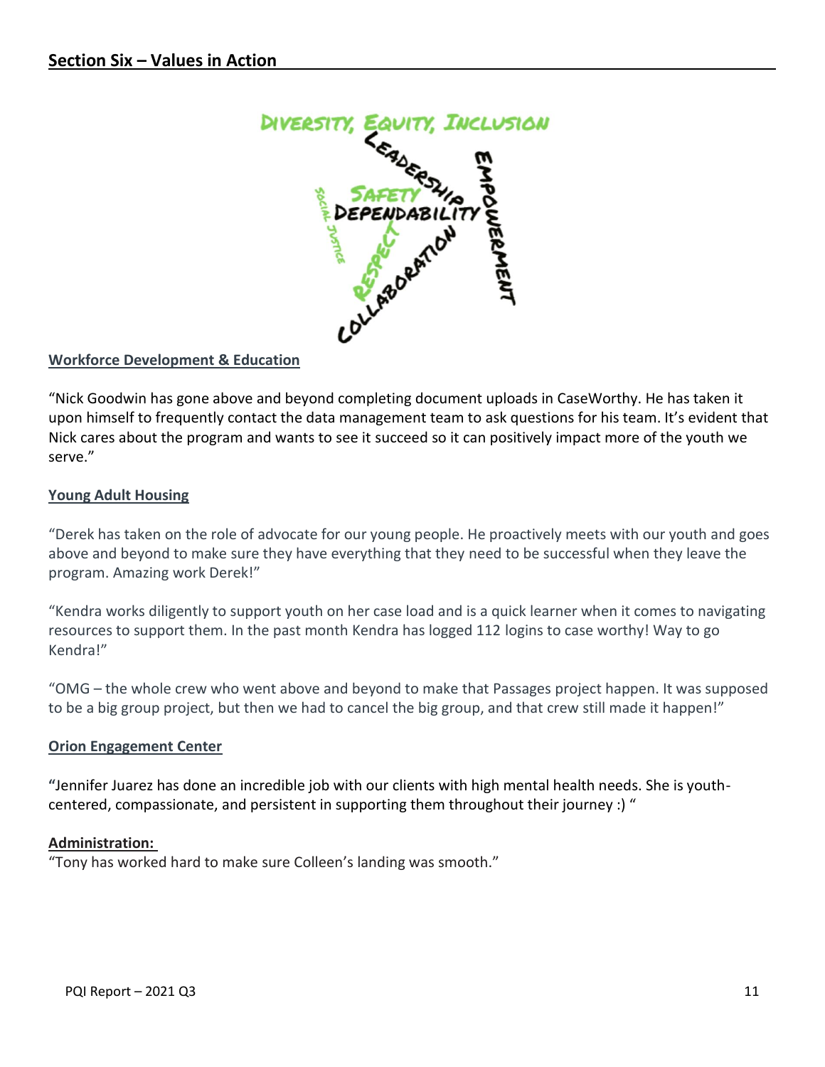## Section Six – Values in Action

### Workforce Development & Education

"Nick Goodwin has gone above and beyond completing document uploads in CaseWorthy. He has taken it upon himself to frequently contact the data management team to ask questions for his team. It's evident that Nick cares about the program and wants to see it succeed so it can positively impact more of the youth we serve."

### Young Adult Housing

"Derek has taken on the role of advocate for our young people. He proactively meets with our youth and goes above and beyond to make sure they have everything that they need to be successful when they leave the program. Amazing work Derek!"

"Kendra works diligently to support youth on her case load and is a quick learner when it comes to navigating resources to support them. In the past month Kendra has logged 112 logins to case worthy! Way to go Kendra!"

"OMG – the whole crew who went above and beyond to make that Passages project happen. It was supposed to be a big group project, but then we had to cancel the big group, and that crew still made it happen!"

### Orion Engagement Center

**"**Jennifer Juarez has done an incredible job with our clients with high mental health needs. She is youth-centered, compassionate, and persistent in supporting them throughout their journey :) "

### Administration:

"Tony has worked hard to make sure Colleen's landing was smooth."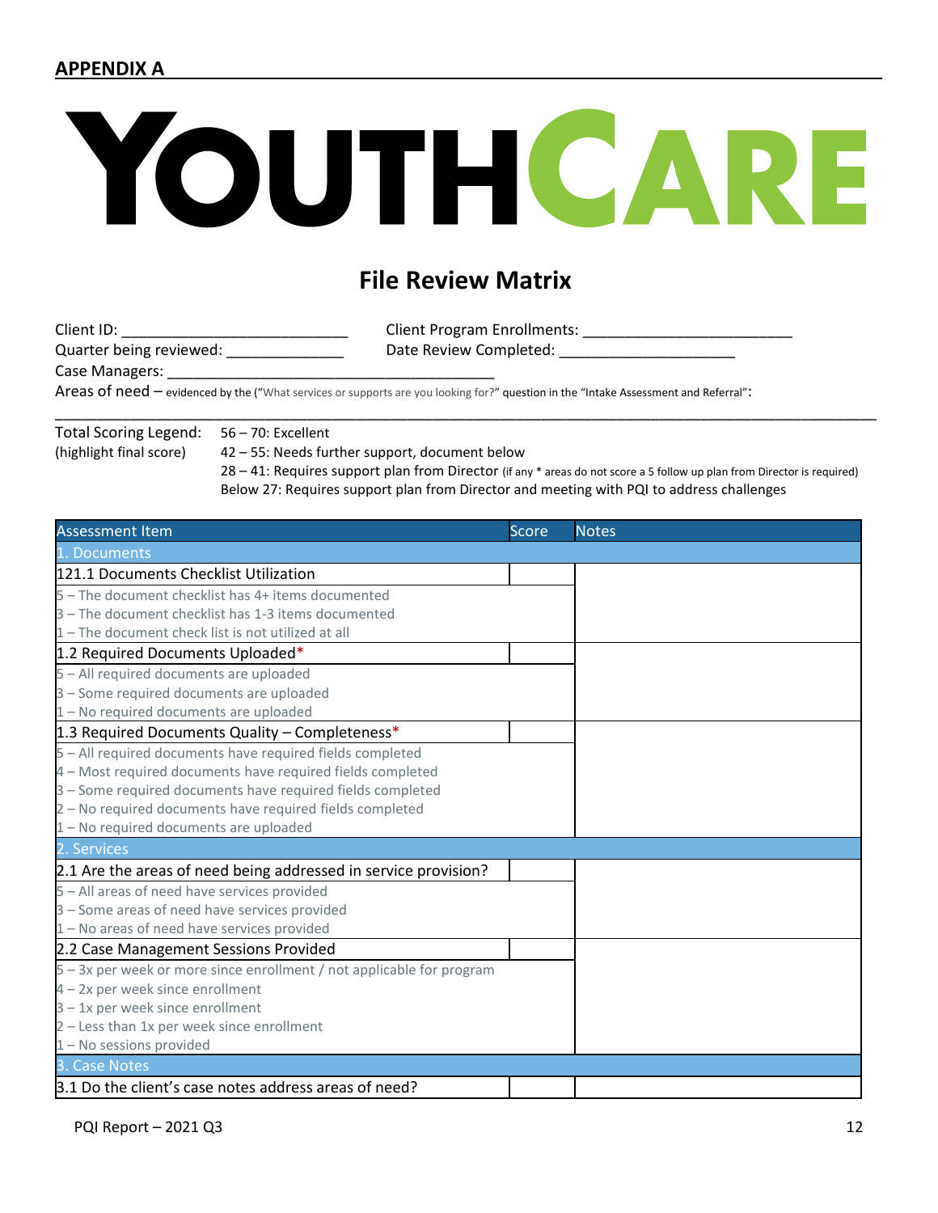## APPENDIX A

# YOUTHCARE

## File Review Matrix

Client ID: ___________________________  Client Program Enrollments: ________________________
Quarter being reviewed: _____________  Date Review Completed: ____________________
Case Managers: _______________________________________
Areas of need – evidenced by the ("What services or supports are you looking for?" question in the "Intake Assessment and Referral":
_______________________________________________________________________________________

Total Scoring Legend: (highlight final score)
56 – 70: Excellent
42 – 55: Needs further support, document below
28 – 41: Requires support plan from Director (if any * areas do not score a 5 follow up plan from Director is required)
Below 27: Requires support plan from Director and meeting with PQI to address challenges

| Assessment Item | Score | Notes |
|---|---|---|
| 1. Documents | | |
| 121.1 Documents Checklist Utilization | | |
| 5 – The document checklist has 4+ items documented<br>3 – The document checklist has 1-3 items documented<br>1 – The document check list is not utilized at all | | |
| 1.2 Required Documents Uploaded* | | |
| 5 – All required documents are uploaded<br>3 – Some required documents are uploaded<br>1 – No required documents are uploaded | | |
| 1.3 Required Documents Quality – Completeness* | | |
| 5 – All required documents have required fields completed<br>4 – Most required documents have required fields completed<br>3 – Some required documents have required fields completed<br>2 – No required documents have required fields completed<br>1 – No required documents are uploaded | | |
| 2. Services | | |
| 2.1 Are the areas of need being addressed in service provision? | | |
| 5 – All areas of need have services provided<br>3 – Some areas of need have services provided<br>1 – No areas of need have services provided | | |
| 2.2 Case Management Sessions Provided | | |
| 5 – 3x per week or more since enrollment / not applicable for program<br>4 – 2x per week since enrollment<br>3 – 1x per week since enrollment<br>2 – Less than 1x per week since enrollment<br>1 – No sessions provided | | |
| 3. Case Notes | | |
| 3.1 Do the client's case notes address areas of need? | | |

PQI Report – 2021 Q3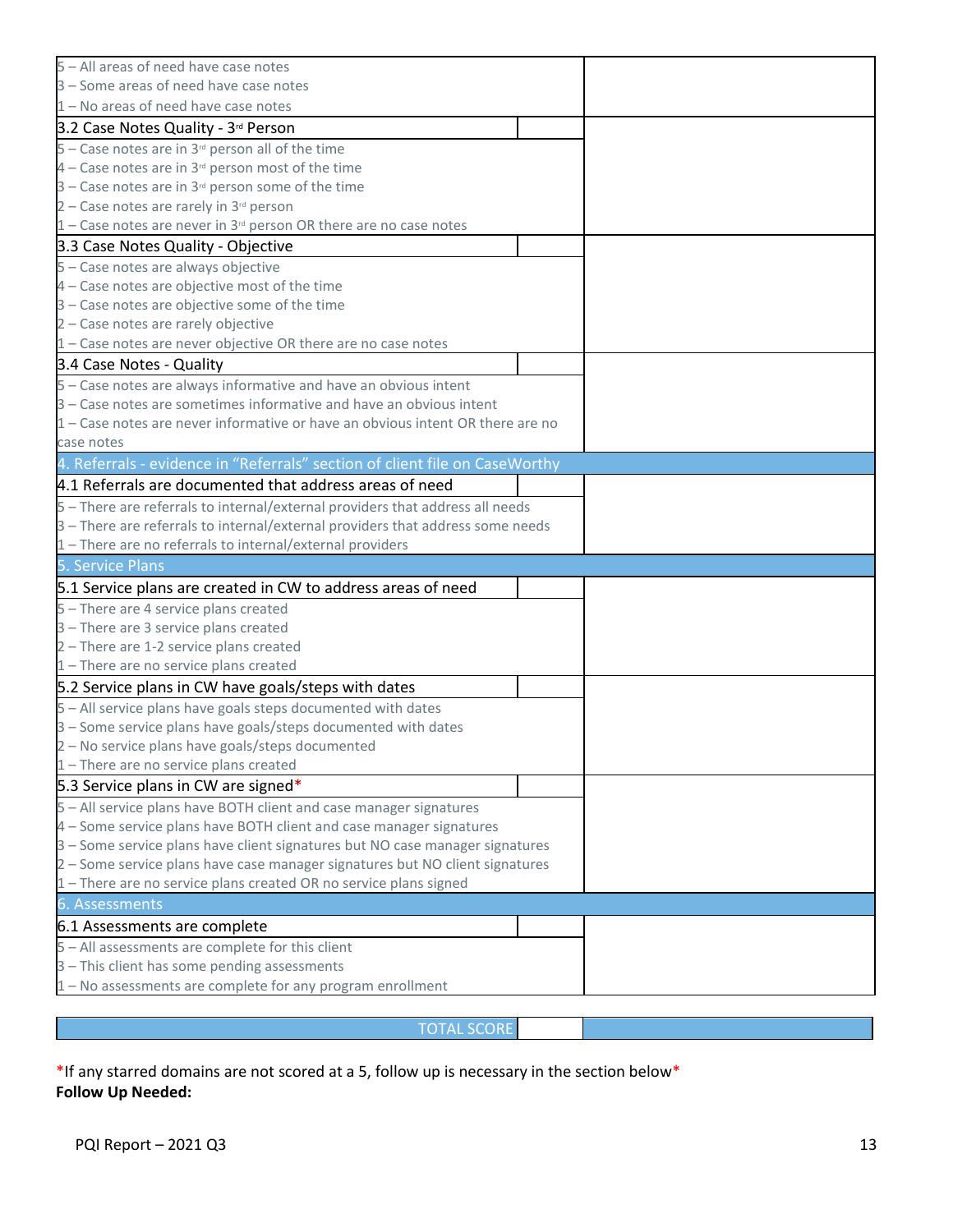| | | |
|---|---|---|
| 5 – All areas of need have case notes<br>3 – Some areas of need have case notes<br>1 – No areas of need have case notes | | |
| 3.2 Case Notes Quality - 3rd Person | | |
| 5 – Case notes are in 3rd person all of the time<br>4 – Case notes are in 3rd person most of the time<br>3 – Case notes are in 3rd person some of the time<br>2 – Case notes are rarely in 3rd person<br>1 – Case notes are never in 3rd person OR there are no case notes | | |
| 3.3 Case Notes Quality - Objective | | |
| 5 – Case notes are always objective<br>4 – Case notes are objective most of the time<br>3 – Case notes are objective some of the time<br>2 – Case notes are rarely objective<br>1 – Case notes are never objective OR there are no case notes | | |
| 3.4 Case Notes - Quality | | |
| 5 – Case notes are always informative and have an obvious intent<br>3 – Case notes are sometimes informative and have an obvious intent<br>1 – Case notes are never informative or have an obvious intent OR there are no case notes | | |
| **4. Referrals - evidence in "Referrals" section of client file on CaseWorthy** | | |
| 4.1 Referrals are documented that address areas of need | | |
| 5 – There are referrals to internal/external providers that address all needs<br>3 – There are referrals to internal/external providers that address some needs<br>1 – There are no referrals to internal/external providers | | |
| **5. Service Plans** | | |
| 5.1 Service plans are created in CW to address areas of need | | |
| 5 – There are 4 service plans created<br>3 – There are 3 service plans created<br>2 – There are 1-2 service plans created<br>1 – There are no service plans created | | |
| 5.2 Service plans in CW have goals/steps with dates | | |
| 5 – All service plans have goals steps documented with dates<br>3 – Some service plans have goals/steps documented with dates<br>2 – No service plans have goals/steps documented<br>1 – There are no service plans created | | |
| 5.3 Service plans in CW are signed* | | |
| 5 – All service plans have BOTH client and case manager signatures<br>4 – Some service plans have BOTH client and case manager signatures<br>3 – Some service plans have client signatures but NO case manager signatures<br>2 – Some service plans have case manager signatures but NO client signatures<br>1 – There are no service plans created OR no service plans signed | | |
| **6. Assessments** | | |
| 6.1 Assessments are complete | | |
| 5 – All assessments are complete for this client<br>3 – This client has some pending assessments<br>1 – No assessments are complete for any program enrollment | | |

| | | |
|---|---|---|
| TOTAL SCORE | | |

*If any starred domains are not scored at a 5, follow up is necessary in the section below*

**Follow Up Needed:**